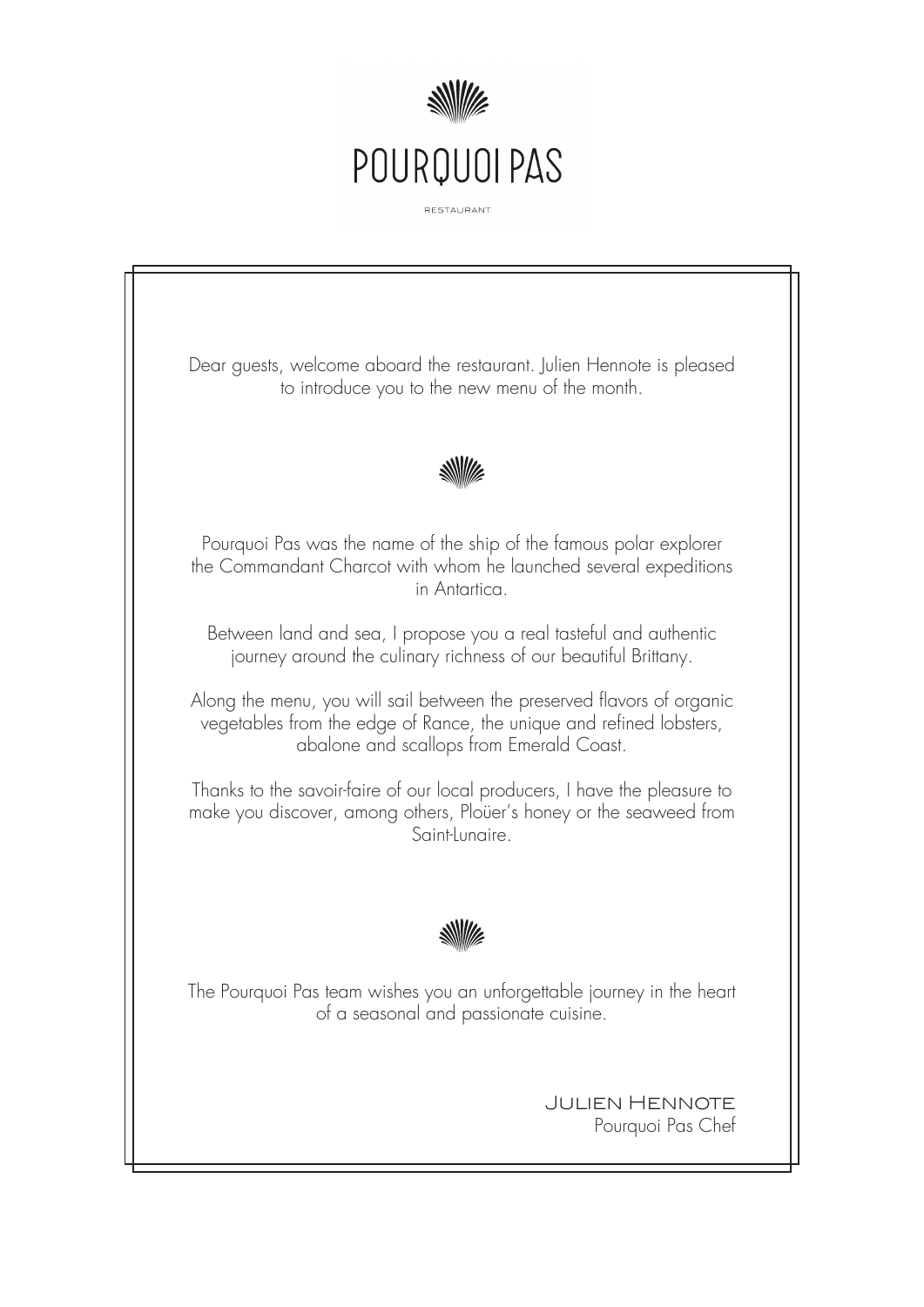# POURQUOI PAS

RESTAURANT

Dear guests, welcome aboard the restaurant. Julien Hennote is pleased to introduce you to the new menu of the month.

Pourquoi Pas was the name of the ship of the famous polar explorer the Commandant Charcot with whom he launched several expeditions in Antartica.

Between land and sea, I propose you a real tasteful and authentic journey around the culinary richness of our beautiful Brittany.

Along the menu, you will sail between the preserved flavors of organic vegetables from the edge of Rance, the unique and refined lobsters, abalone and scallops from Emerald Coast.

Thanks to the savoir-faire of our local producers, I have the pleasure to make you discover, among others, Ploüer's honey or the seaweed from Saint-Lunaire.

The Pourquoi Pas team wishes you an unforgettable journey in the heart of a seasonal and passionate cuisine.

Julien Hennote
Pourquoi Pas Chef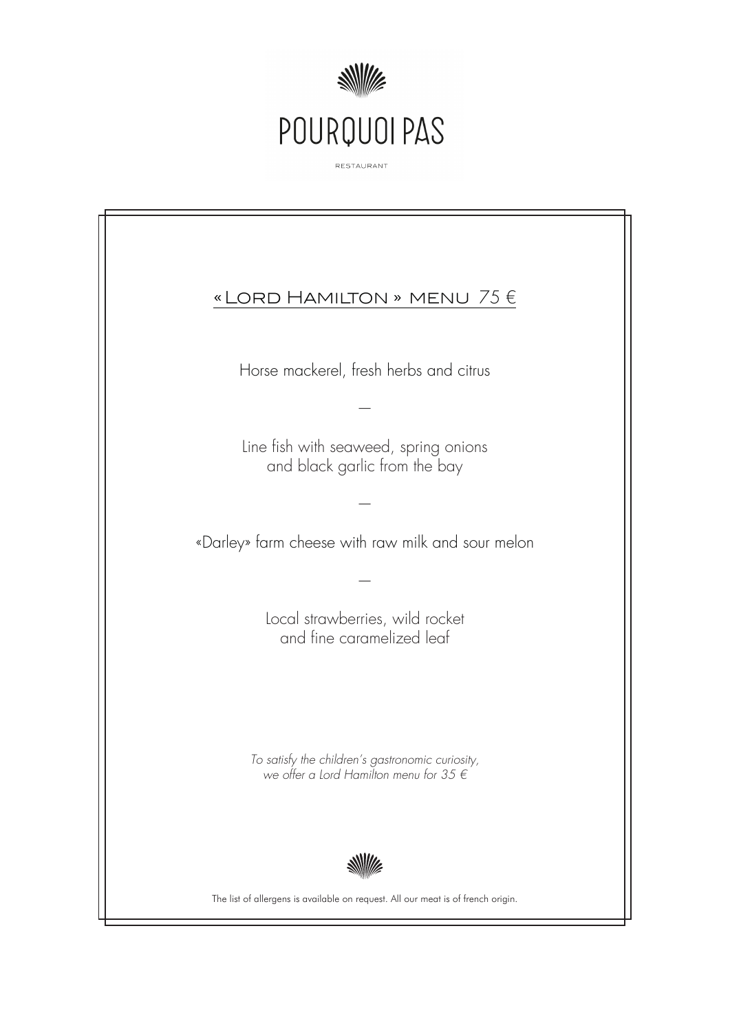# POURQUOI PAS

RESTAURANT

## « Lord Hamilton » menu 75 €

Horse mackerel, fresh herbs and citrus

—

Line fish with seaweed, spring onions
and black garlic from the bay

—

«Darley» farm cheese with raw milk and sour melon

—

Local strawberries, wild rocket
and fine caramelized leaf

*To satisfy the children's gastronomic curiosity,*
*we offer a Lord Hamilton menu for 35 €*

The list of allergens is available on request. All our meat is of french origin.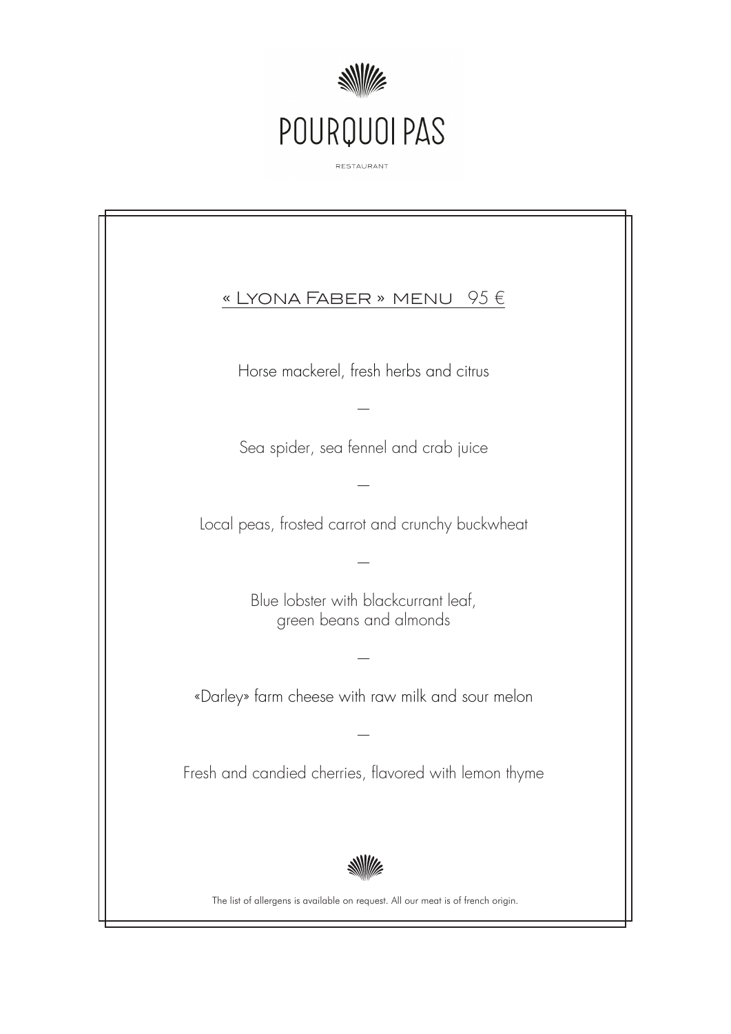# POURQUOI PAS

RESTAURANT

## « Lyona Faber » menu 95 €

Horse mackerel, fresh herbs and citrus

—

Sea spider, sea fennel and crab juice

—

Local peas, frosted carrot and crunchy buckwheat

—

Blue lobster with blackcurrant leaf,
green beans and almonds

—

«Darley» farm cheese with raw milk and sour melon

—

Fresh and candied cherries, flavored with lemon thyme

The list of allergens is available on request. All our meat is of french origin.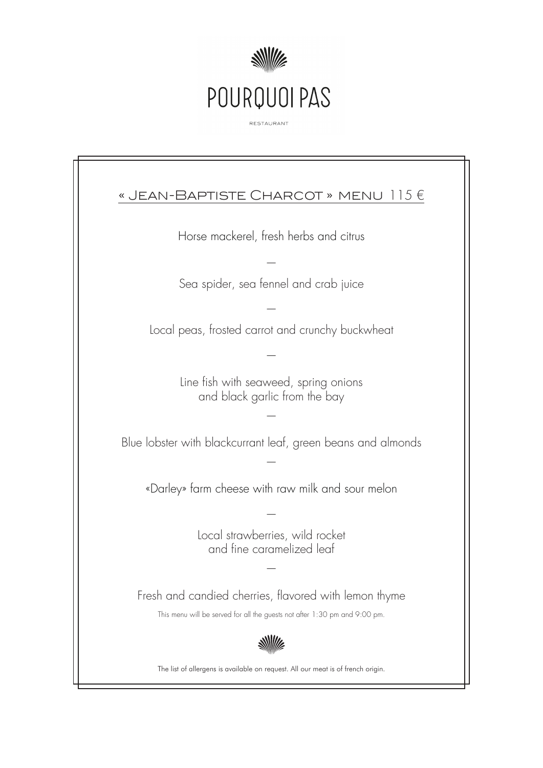# POURQUOI PAS

RESTAURANT

## « Jean-Baptiste Charcot » menu 115 €

Horse mackerel, fresh herbs and citrus

—

Sea spider, sea fennel and crab juice

—

Local peas, frosted carrot and crunchy buckwheat

—

Line fish with seaweed, spring onions
and black garlic from the bay

—

Blue lobster with blackcurrant leaf, green beans and almonds

—

«Darley» farm cheese with raw milk and sour melon

—

Local strawberries, wild rocket
and fine caramelized leaf

—

Fresh and candied cherries, flavored with lemon thyme

This menu will be served for all the guests not after 1:30 pm and 9:00 pm.

The list of allergens is available on request. All our meat is of french origin.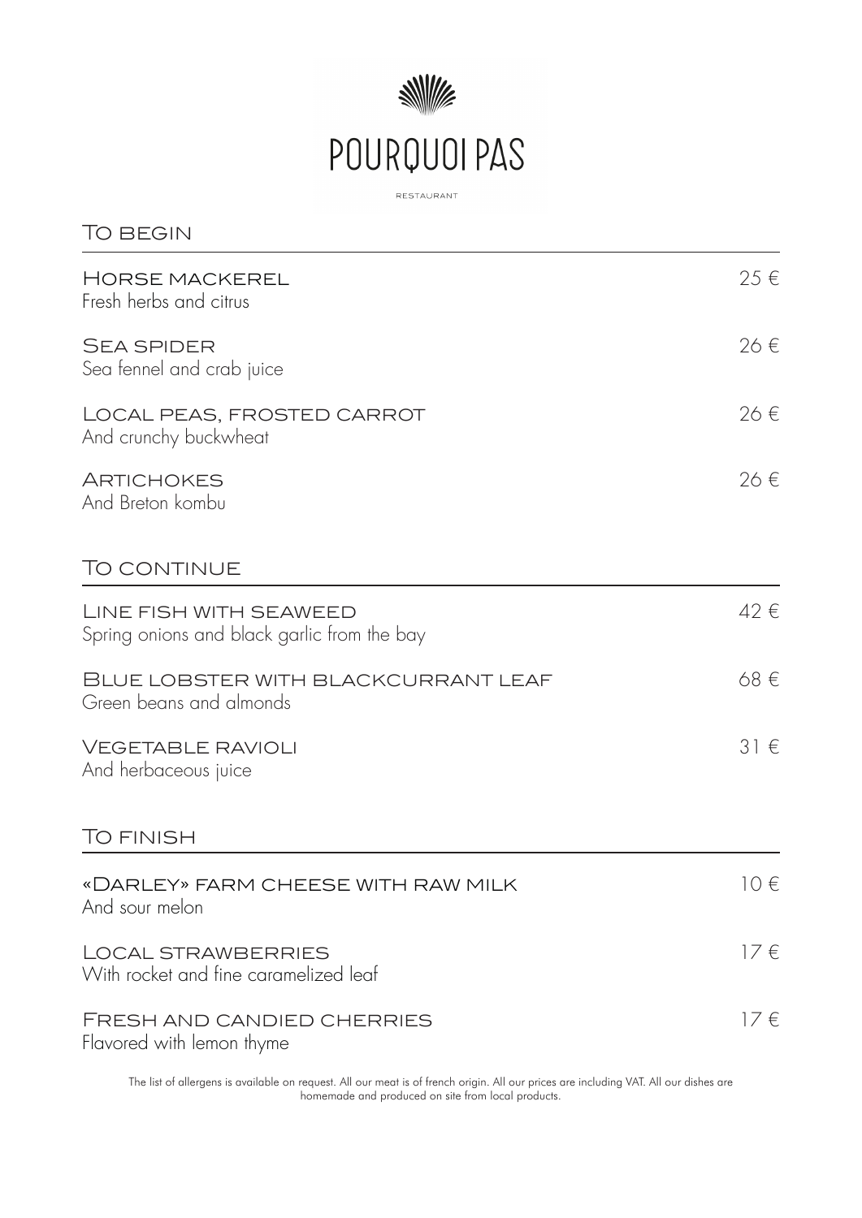# POURQUOI PAS

RESTAURANT

## To begin

| | |
|---|---|
| **Horse mackerel**<br>Fresh herbs and citrus | 25 € |
| **Sea spider**<br>Sea fennel and crab juice | 26 € |
| **Local peas, frosted carrot**<br>And crunchy buckwheat | 26 € |
| **Artichokes**<br>And Breton kombu | 26 € |

## To continue

| | |
|---|---|
| **Line fish with seaweed**<br>Spring onions and black garlic from the bay | 42 € |
| **Blue lobster with blackcurrant leaf**<br>Green beans and almonds | 68 € |
| **Vegetable ravioli**<br>And herbaceous juice | 31 € |

## To finish

| | |
|---|---|
| **«Darley» farm cheese with raw milk**<br>And sour melon | 10 € |
| **Local strawberries**<br>With rocket and fine caramelized leaf | 17 € |
| **Fresh and candied cherries**<br>Flavored with lemon thyme | 17 € |

The list of allergens is available on request. All our meat is of french origin. All our prices are including VAT. All our dishes are homemade and produced on site from local products.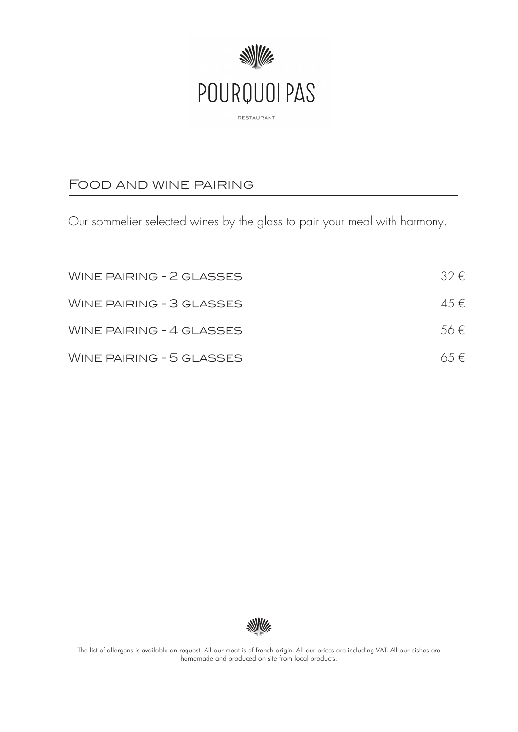# POURQUOI PAS

RESTAURANT

## Food and wine pairing

Our sommelier selected wines by the glass to pair your meal with harmony.

| | |
|---|---|
| Wine pairing - 2 glasses | 32 € |
| Wine pairing - 3 glasses | 45 € |
| Wine pairing - 4 glasses | 56 € |
| Wine pairing - 5 glasses | 65 € |

The list of allergens is available on request. All our meat is of french origin. All our prices are including VAT. All our dishes are homemade and produced on site from local products.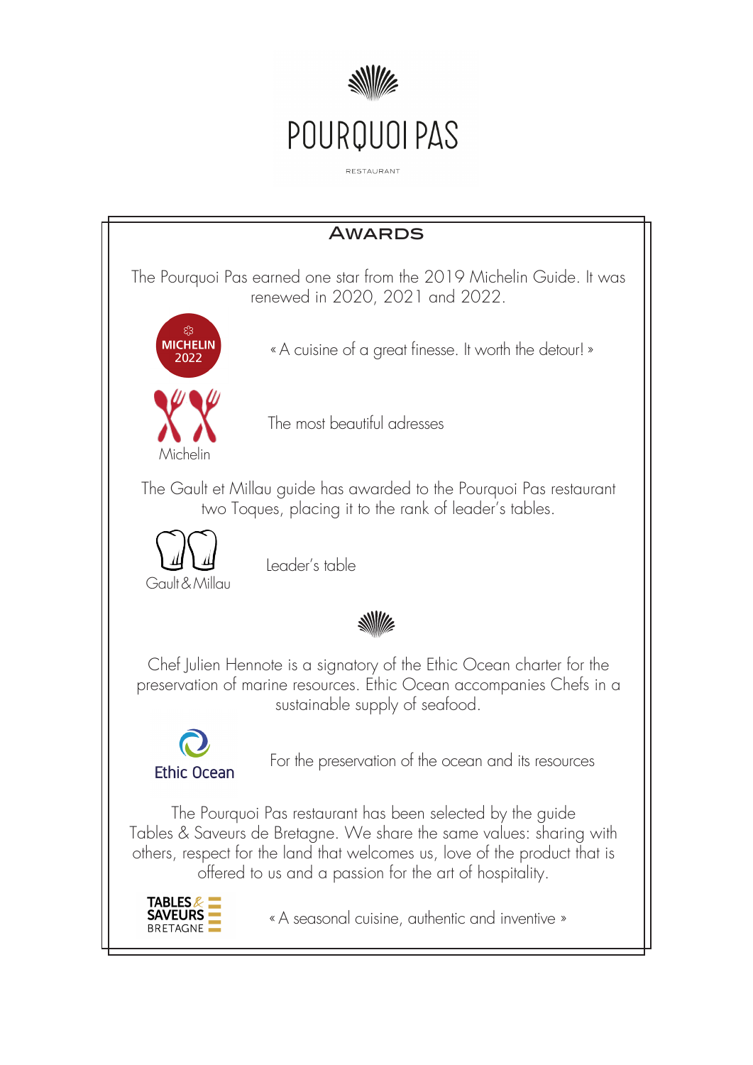# POURQUOI PAS

RESTAURANT

## Awards

The Pourquoi Pas earned one star from the 2019 Michelin Guide. It was renewed in 2020, 2021 and 2022.

MICHELIN 2022

« A cuisine of a great finesse. It worth the detour! »

Michelin

The most beautiful adresses

The Gault et Millau guide has awarded to the Pourquoi Pas restaurant two Toques, placing it to the rank of leader's tables.

Gault&Millau

Leader's table

Chef Julien Hennote is a signatory of the Ethic Ocean charter for the preservation of marine resources. Ethic Ocean accompanies Chefs in a sustainable supply of seafood.

Ethic Ocean

For the preservation of the ocean and its resources

The Pourquoi Pas restaurant has been selected by the guide Tables & Saveurs de Bretagne. We share the same values: sharing with others, respect for the land that welcomes us, love of the product that is offered to us and a passion for the art of hospitality.

TABLES & SAVEURS BRETAGNE

« A seasonal cuisine, authentic and inventive »